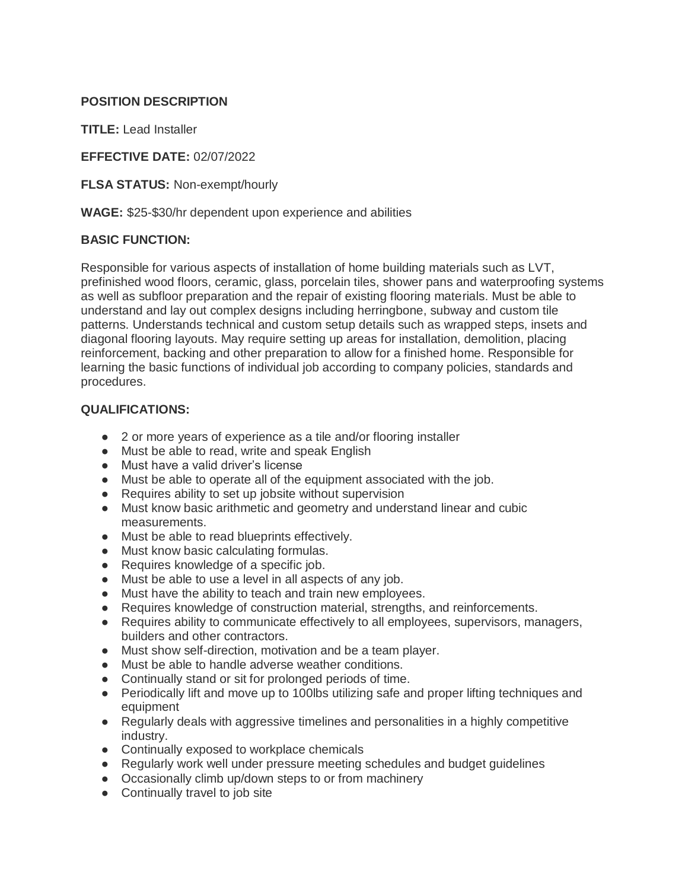**POSITION DESCRIPTION**

**TITLE:** Lead Installer

**EFFECTIVE DATE:** 02/07/2022

**FLSA STATUS:** Non-exempt/hourly

**WAGE:** $25-$30/hr dependent upon experience and abilities

**BASIC FUNCTION:**

Responsible for various aspects of installation of home building materials such as LVT, prefinished wood floors, ceramic, glass, porcelain tiles, shower pans and waterproofing systems as well as subfloor preparation and the repair of existing flooring materials. Must be able to understand and lay out complex designs including herringbone, subway and custom tile patterns. Understands technical and custom setup details such as wrapped steps, insets and diagonal flooring layouts. May require setting up areas for installation, demolition, placing reinforcement, backing and other preparation to allow for a finished home. Responsible for learning the basic functions of individual job according to company policies, standards and procedures.

**QUALIFICATIONS:**

- 2 or more years of experience as a tile and/or flooring installer
- Must be able to read, write and speak English
- Must have a valid driver's license
- Must be able to operate all of the equipment associated with the job.
- Requires ability to set up jobsite without supervision
- Must know basic arithmetic and geometry and understand linear and cubic measurements.
- Must be able to read blueprints effectively.
- Must know basic calculating formulas.
- Requires knowledge of a specific job.
- Must be able to use a level in all aspects of any job.
- Must have the ability to teach and train new employees.
- Requires knowledge of construction material, strengths, and reinforcements.
- Requires ability to communicate effectively to all employees, supervisors, managers, builders and other contractors.
- Must show self-direction, motivation and be a team player.
- Must be able to handle adverse weather conditions.
- Continually stand or sit for prolonged periods of time.
- Periodically lift and move up to 100lbs utilizing safe and proper lifting techniques and equipment
- Regularly deals with aggressive timelines and personalities in a highly competitive industry.
- Continually exposed to workplace chemicals
- Regularly work well under pressure meeting schedules and budget guidelines
- Occasionally climb up/down steps to or from machinery
- Continually travel to job site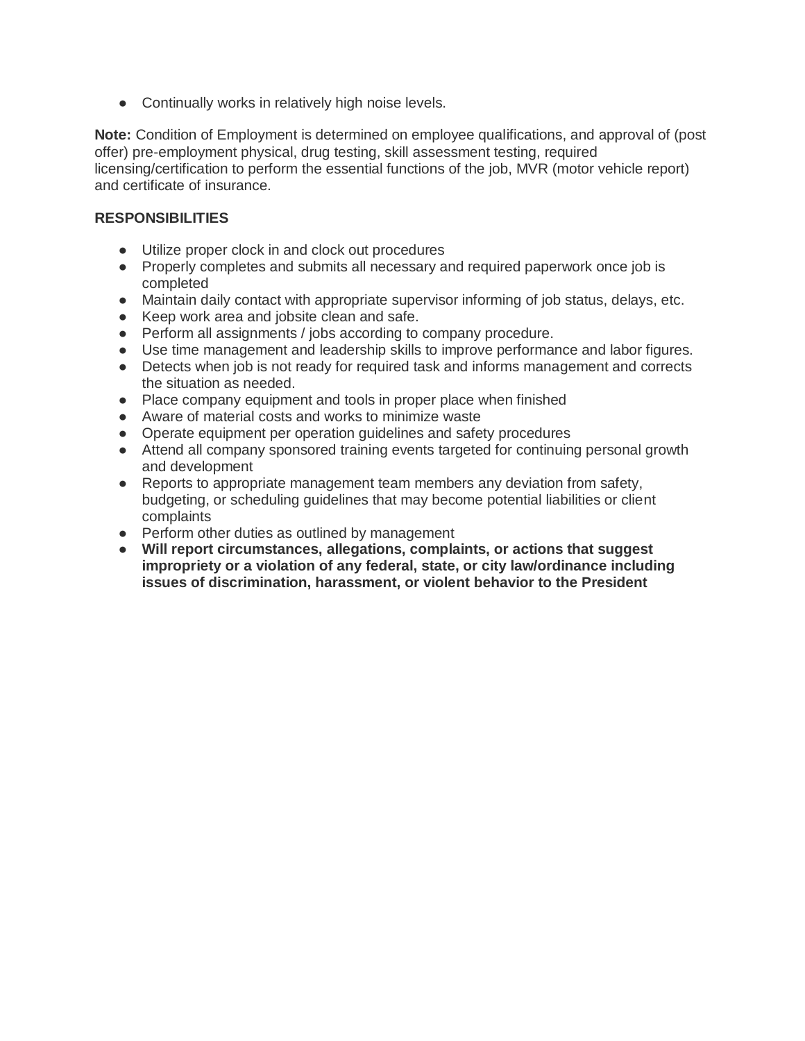- Continually works in relatively high noise levels.

**Note:** Condition of Employment is determined on employee qualifications, and approval of (post offer) pre-employment physical, drug testing, skill assessment testing, required licensing/certification to perform the essential functions of the job, MVR (motor vehicle report) and certificate of insurance.

**RESPONSIBILITIES**

- Utilize proper clock in and clock out procedures
- Properly completes and submits all necessary and required paperwork once job is completed
- Maintain daily contact with appropriate supervisor informing of job status, delays, etc.
- Keep work area and jobsite clean and safe.
- Perform all assignments / jobs according to company procedure.
- Use time management and leadership skills to improve performance and labor figures.
- Detects when job is not ready for required task and informs management and corrects the situation as needed.
- Place company equipment and tools in proper place when finished
- Aware of material costs and works to minimize waste
- Operate equipment per operation guidelines and safety procedures
- Attend all company sponsored training events targeted for continuing personal growth and development
- Reports to appropriate management team members any deviation from safety, budgeting, or scheduling guidelines that may become potential liabilities or client complaints
- Perform other duties as outlined by management
- **Will report circumstances, allegations, complaints, or actions that suggest impropriety or a violation of any federal, state, or city law/ordinance including issues of discrimination, harassment, or violent behavior to the President**